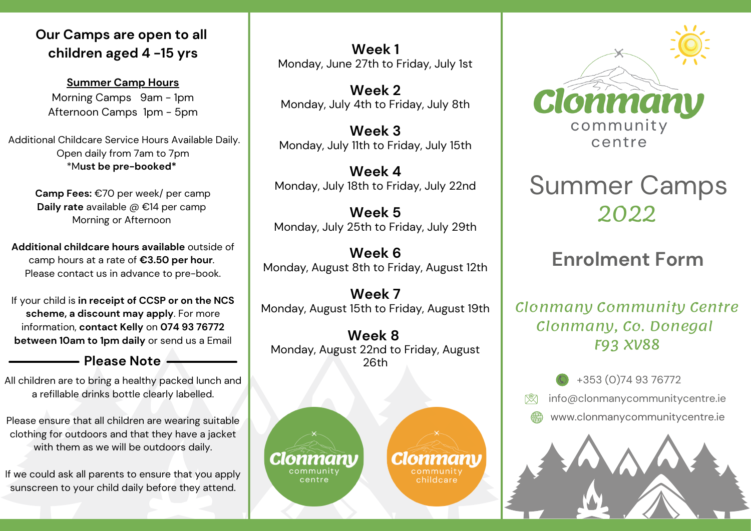## Our Camps are open to all children aged 4 -15 yrs

**Summer Camp Hours**

Morning Camps 9am - 1pm
Afternoon Camps 1pm - 5pm

Additional Childcare Service Hours Available Daily.
Open daily from 7am to 7pm
*M**ust be pre-booked***

**Camp Fees:** €70 per week/ per camp
**Daily rate** available @ €14 per camp
Morning or Afternoon

**Additional childcare hours available** outside of camp hours at a rate of **€3.50 per hour**. Please contact us in advance to pre-book.

If your child is **in receipt of CCSP or on the NCS scheme, a discount may apply**. For more information, **contact Kelly** on **074 93 76772 between 10am to 1pm daily** or send us a Email

### Please Note

All children are to bring a healthy packed lunch and a refillable drinks bottle clearly labelled.

Please ensure that all children are wearing suitable clothing for outdoors and that they have a jacket with them as we will be outdoors daily.

If we could ask all parents to ensure that you apply sunscreen to your child daily before they attend.

**Week 1**
Monday, June 27th to Friday, July 1st

**Week 2**
Monday, July 4th to Friday, July 8th

**Week 3**
Monday, July 11th to Friday, July 15th

**Week 4**
Monday, July 18th to Friday, July 22nd

**Week 5**
Monday, July 25th to Friday, July 29th

**Week 6**
Monday, August 8th to Friday, August 12th

**Week 7**
Monday, August 15th to Friday, August 19th

**Week 8**
Monday, August 22nd to Friday, August 26th

Clonmany community centre

Clonmany community childcare

Clonmany community centre

# Summer Camps *2022*

## Enrolment Form

*Clonmany Community Centre*
*Clonmany, Co. Donegal*
*F93 XV88*

+353 (0)74 93 76772
info@clonmanycommunitycentre.ie
www.clonmanycommunitycentre.ie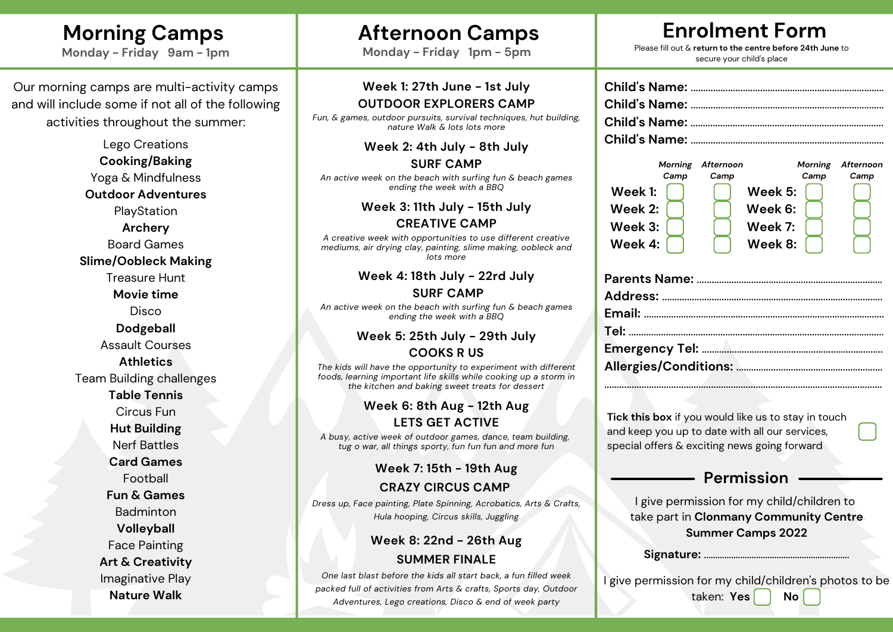# Morning Camps

Monday - Friday 9am - 1pm

Our morning camps are multi-activity camps and will include some if not all of the following activities throughout the summer:

Lego Creations
**Cooking/Baking**
Yoga & Mindfulness
**Outdoor Adventures**
PlayStation
**Archery**
Board Games
**Slime/Oobleck Making**
Treasure Hunt
**Movie time**
Disco
**Dodgeball**
Assault Courses
**Athletics**
Team Building challenges
**Table Tennis**
Circus Fun
**Hut Building**
Nerf Battles
**Card Games**
Football
**Fun & Games**
Badminton
**Volleyball**
Face Painting
**Art & Creativity**
Imaginative Play
**Nature Walk**

# Afternoon Camps

Monday - Friday 1pm - 5pm

**Week 1: 27th June - 1st July**
**OUTDOOR EXPLORERS CAMP**
*Fun, & games, outdoor pursuits, survival techniques, hut building, nature Walk & lots lots more*

**Week 2: 4th July - 8th July**
**SURF CAMP**
*An active week on the beach with surfing fun & beach games ending the week with a BBQ*

**Week 3: 11th July - 15th July**
**CREATIVE CAMP**
*A creative week with opportunities to use different creative mediums, air drying clay, painting, slime making, oobleck and lots more*

**Week 4: 18th July - 22rd July**
**SURF CAMP**
*An active week on the beach with surfing fun & beach games ending the week with a BBQ*

**Week 5: 25th July - 29th July**
**COOKS R US**
*The kids will have the opportunity to experiment with different foods, learning important life skills while cooking up a storm in the kitchen and baking sweet treats for dessert*

**Week 6: 8th Aug - 12th Aug**
**LETS GET ACTIVE**
*A busy, active week of outdoor games, dance, team building, tug o war, all things sporty, fun fun fun and more fun*

**Week 7: 15th - 19th Aug**
**CRAZY CIRCUS CAMP**
*Dress up, Face painting, Plate Spinning, Acrobatics, Arts & Crafts, Hula hooping, Circus skills, Juggling*

**Week 8: 22nd - 26th Aug**
**SUMMER FINALE**
*One last blast before the kids all start back, a fun filled week packed full of activities from Arts & crafts, Sports day, Outdoor Adventures, Lego creations, Disco & end of week party*

# Enrolment Form

Please fill out & **return to the centre before 24th June** to secure your child's place

**Child's Name:** ..........................................
**Child's Name:** ..........................................
**Child's Name:** ..........................................
**Child's Name:** ..........................................

| | *Morning Camp* | *Afternoon Camp* | | *Morning Camp* | *Afternoon Camp* |
|---|---|---|---|---|---|
| **Week 1:** | ☐ | ☐ | **Week 5:** | ☐ | ☐ |
| **Week 2:** | ☐ | ☐ | **Week 6:** | ☐ | ☐ |
| **Week 3:** | ☐ | ☐ | **Week 7:** | ☐ | ☐ |
| **Week 4:** | ☐ | ☐ | **Week 8:** | ☐ | ☐ |

**Parents Name:** ..........................................
**Address:** ..........................................
**Email:** ..........................................
**Tel:** ..........................................
**Emergency Tel:** ..........................................
**Allergies/Conditions:** ..........................................
..........................................

**Tick this box** if you would like us to stay in touch and keep you up to date with all our services, special offers & exciting news going forward ☐

## Permission

I give permission for my child/children to take part in **Clonmany Community Centre Summer Camps 2022**

**Signature:** ..........................................

I give permission for my child/children's photos to be taken: **Yes** ☐ **No** ☐